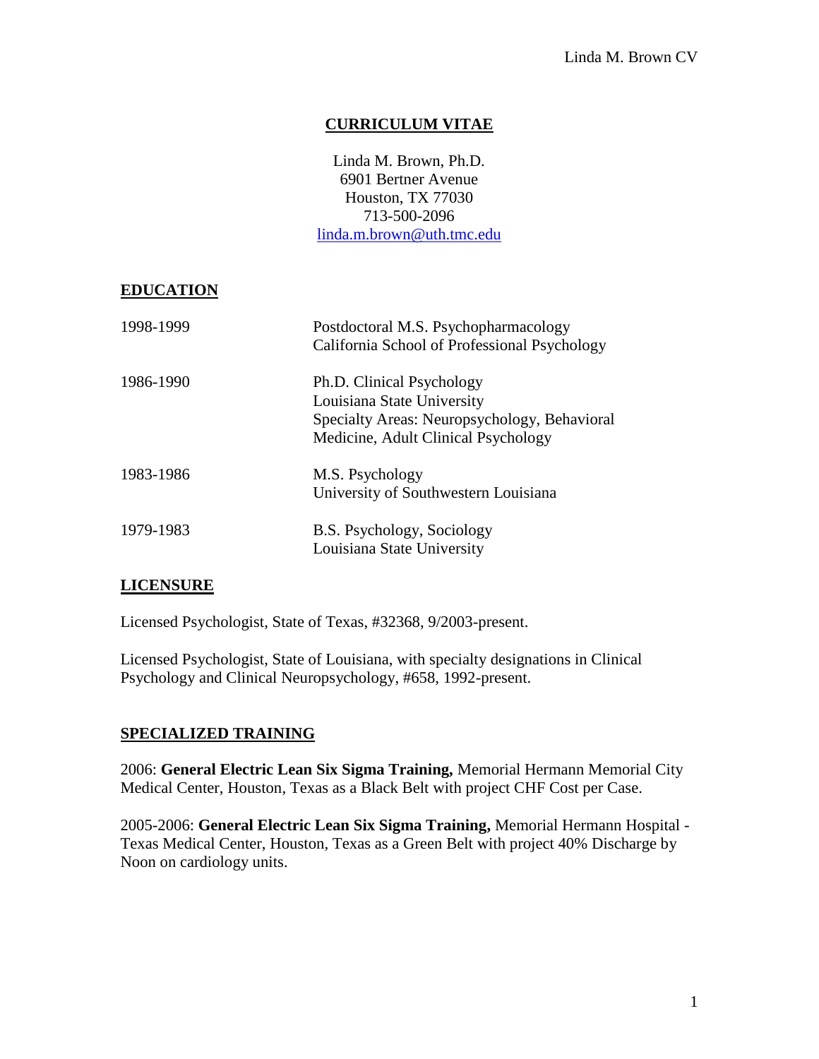# CURRICULUM VITAE

Linda M. Brown, Ph.D.
6901 Bertner Avenue
Houston, TX 77030
713-500-2096
linda.m.brown@uth.tmc.edu

## EDUCATION

| | |
|---|---|
| 1998-1999 | Postdoctoral M.S. Psychopharmacology<br>California School of Professional Psychology |
| 1986-1990 | Ph.D. Clinical Psychology<br>Louisiana State University<br>Specialty Areas: Neuropsychology, Behavioral Medicine, Adult Clinical Psychology |
| 1983-1986 | M.S. Psychology<br>University of Southwestern Louisiana |
| 1979-1983 | B.S. Psychology, Sociology<br>Louisiana State University |

## LICENSURE

Licensed Psychologist, State of Texas, #32368, 9/2003-present.

Licensed Psychologist, State of Louisiana, with specialty designations in Clinical Psychology and Clinical Neuropsychology, #658, 1992-present.

## SPECIALIZED TRAINING

2006: **General Electric Lean Six Sigma Training,** Memorial Hermann Memorial City Medical Center, Houston, Texas as a Black Belt with project CHF Cost per Case.

2005-2006: **General Electric Lean Six Sigma Training,** Memorial Hermann Hospital - Texas Medical Center, Houston, Texas as a Green Belt with project 40% Discharge by Noon on cardiology units.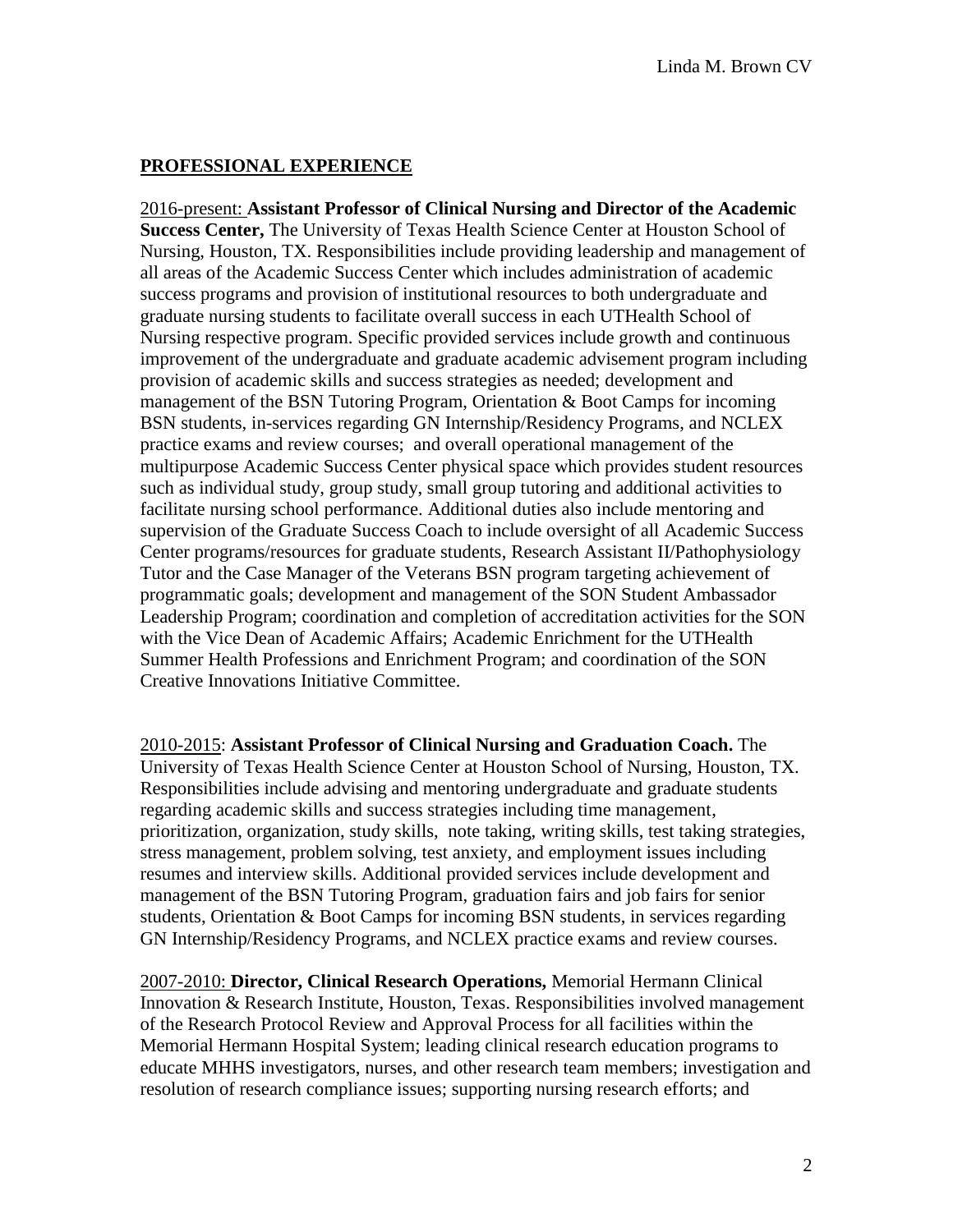## PROFESSIONAL EXPERIENCE

2016-present: **Assistant Professor of Clinical Nursing and Director of the Academic Success Center,** The University of Texas Health Science Center at Houston School of Nursing, Houston, TX. Responsibilities include providing leadership and management of all areas of the Academic Success Center which includes administration of academic success programs and provision of institutional resources to both undergraduate and graduate nursing students to facilitate overall success in each UTHealth School of Nursing respective program. Specific provided services include growth and continuous improvement of the undergraduate and graduate academic advisement program including provision of academic skills and success strategies as needed; development and management of the BSN Tutoring Program, Orientation & Boot Camps for incoming BSN students, in-services regarding GN Internship/Residency Programs, and NCLEX practice exams and review courses; and overall operational management of the multipurpose Academic Success Center physical space which provides student resources such as individual study, group study, small group tutoring and additional activities to facilitate nursing school performance. Additional duties also include mentoring and supervision of the Graduate Success Coach to include oversight of all Academic Success Center programs/resources for graduate students, Research Assistant II/Pathophysiology Tutor and the Case Manager of the Veterans BSN program targeting achievement of programmatic goals; development and management of the SON Student Ambassador Leadership Program; coordination and completion of accreditation activities for the SON with the Vice Dean of Academic Affairs; Academic Enrichment for the UTHealth Summer Health Professions and Enrichment Program; and coordination of the SON Creative Innovations Initiative Committee.

2010-2015: **Assistant Professor of Clinical Nursing and Graduation Coach.** The University of Texas Health Science Center at Houston School of Nursing, Houston, TX. Responsibilities include advising and mentoring undergraduate and graduate students regarding academic skills and success strategies including time management, prioritization, organization, study skills, note taking, writing skills, test taking strategies, stress management, problem solving, test anxiety, and employment issues including resumes and interview skills. Additional provided services include development and management of the BSN Tutoring Program, graduation fairs and job fairs for senior students, Orientation & Boot Camps for incoming BSN students, in services regarding GN Internship/Residency Programs, and NCLEX practice exams and review courses.

2007-2010: **Director, Clinical Research Operations,** Memorial Hermann Clinical Innovation & Research Institute, Houston, Texas. Responsibilities involved management of the Research Protocol Review and Approval Process for all facilities within the Memorial Hermann Hospital System; leading clinical research education programs to educate MHHS investigators, nurses, and other research team members; investigation and resolution of research compliance issues; supporting nursing research efforts; and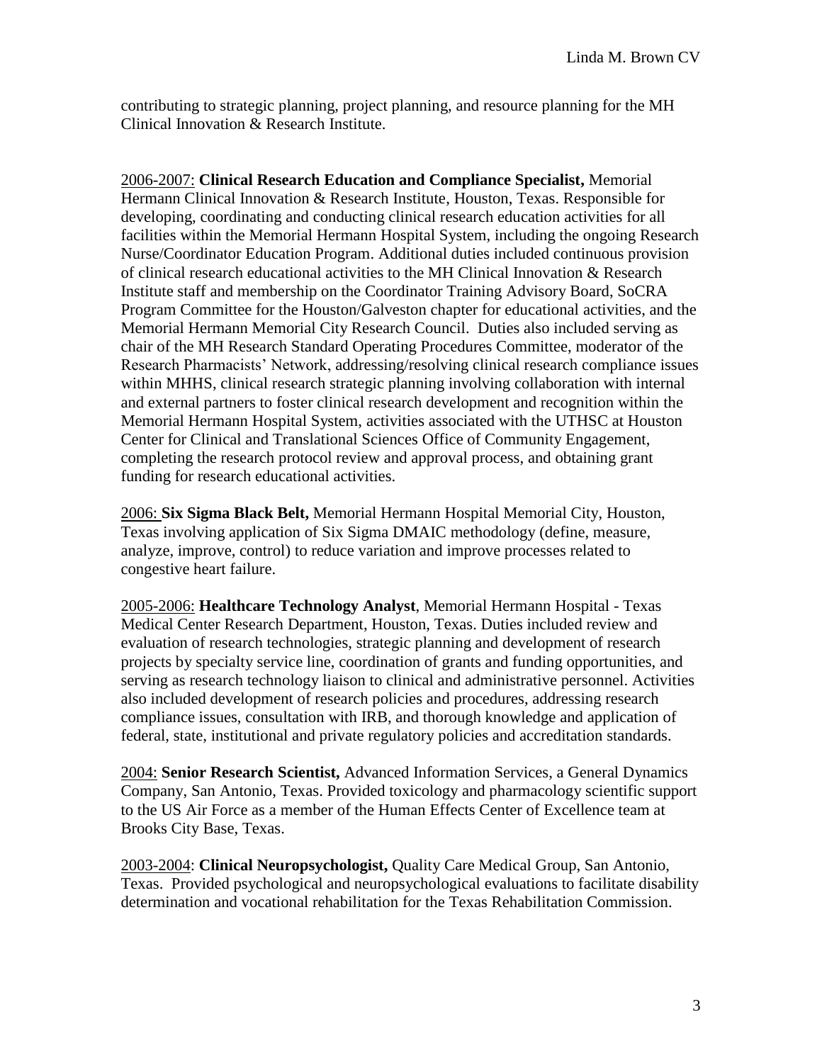contributing to strategic planning, project planning, and resource planning for the MH Clinical Innovation & Research Institute.

2006-2007: **Clinical Research Education and Compliance Specialist,** Memorial Hermann Clinical Innovation & Research Institute, Houston, Texas. Responsible for developing, coordinating and conducting clinical research education activities for all facilities within the Memorial Hermann Hospital System, including the ongoing Research Nurse/Coordinator Education Program. Additional duties included continuous provision of clinical research educational activities to the MH Clinical Innovation & Research Institute staff and membership on the Coordinator Training Advisory Board, SoCRA Program Committee for the Houston/Galveston chapter for educational activities, and the Memorial Hermann Memorial City Research Council. Duties also included serving as chair of the MH Research Standard Operating Procedures Committee, moderator of the Research Pharmacists' Network, addressing/resolving clinical research compliance issues within MHHS, clinical research strategic planning involving collaboration with internal and external partners to foster clinical research development and recognition within the Memorial Hermann Hospital System, activities associated with the UTHSC at Houston Center for Clinical and Translational Sciences Office of Community Engagement, completing the research protocol review and approval process, and obtaining grant funding for research educational activities.

2006: **Six Sigma Black Belt,** Memorial Hermann Hospital Memorial City, Houston, Texas involving application of Six Sigma DMAIC methodology (define, measure, analyze, improve, control) to reduce variation and improve processes related to congestive heart failure.

2005-2006: **Healthcare Technology Analyst**, Memorial Hermann Hospital - Texas Medical Center Research Department, Houston, Texas. Duties included review and evaluation of research technologies, strategic planning and development of research projects by specialty service line, coordination of grants and funding opportunities, and serving as research technology liaison to clinical and administrative personnel. Activities also included development of research policies and procedures, addressing research compliance issues, consultation with IRB, and thorough knowledge and application of federal, state, institutional and private regulatory policies and accreditation standards.

2004: **Senior Research Scientist,** Advanced Information Services, a General Dynamics Company, San Antonio, Texas. Provided toxicology and pharmacology scientific support to the US Air Force as a member of the Human Effects Center of Excellence team at Brooks City Base, Texas.

2003-2004: **Clinical Neuropsychologist,** Quality Care Medical Group, San Antonio, Texas. Provided psychological and neuropsychological evaluations to facilitate disability determination and vocational rehabilitation for the Texas Rehabilitation Commission.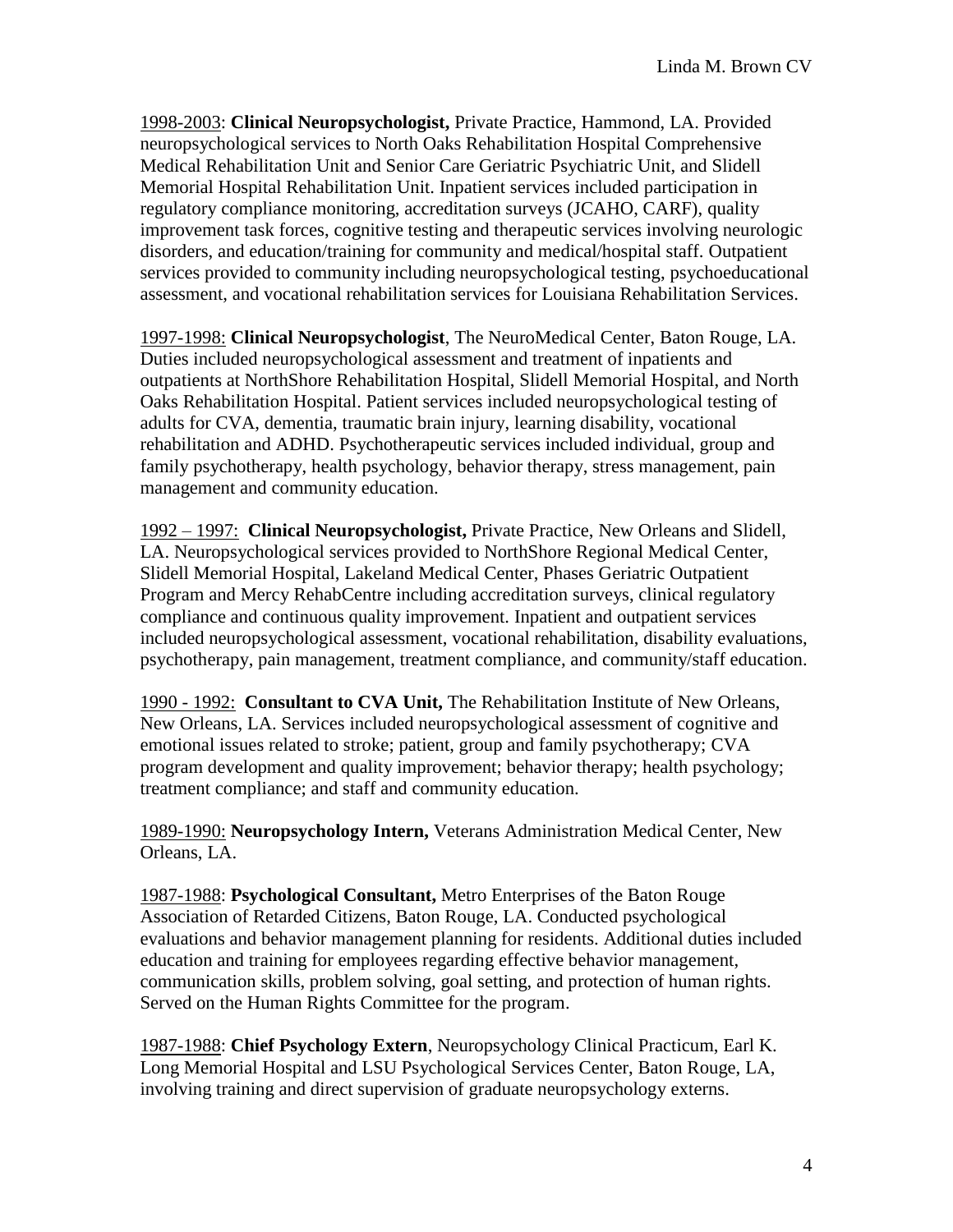1998-2003: **Clinical Neuropsychologist,** Private Practice, Hammond, LA. Provided neuropsychological services to North Oaks Rehabilitation Hospital Comprehensive Medical Rehabilitation Unit and Senior Care Geriatric Psychiatric Unit, and Slidell Memorial Hospital Rehabilitation Unit. Inpatient services included participation in regulatory compliance monitoring, accreditation surveys (JCAHO, CARF), quality improvement task forces, cognitive testing and therapeutic services involving neurologic disorders, and education/training for community and medical/hospital staff. Outpatient services provided to community including neuropsychological testing, psychoeducational assessment, and vocational rehabilitation services for Louisiana Rehabilitation Services.

1997-1998: **Clinical Neuropsychologist**, The NeuroMedical Center, Baton Rouge, LA. Duties included neuropsychological assessment and treatment of inpatients and outpatients at NorthShore Rehabilitation Hospital, Slidell Memorial Hospital, and North Oaks Rehabilitation Hospital. Patient services included neuropsychological testing of adults for CVA, dementia, traumatic brain injury, learning disability, vocational rehabilitation and ADHD. Psychotherapeutic services included individual, group and family psychotherapy, health psychology, behavior therapy, stress management, pain management and community education.

1992 – 1997: **Clinical Neuropsychologist,** Private Practice, New Orleans and Slidell, LA. Neuropsychological services provided to NorthShore Regional Medical Center, Slidell Memorial Hospital, Lakeland Medical Center, Phases Geriatric Outpatient Program and Mercy RehabCentre including accreditation surveys, clinical regulatory compliance and continuous quality improvement. Inpatient and outpatient services included neuropsychological assessment, vocational rehabilitation, disability evaluations, psychotherapy, pain management, treatment compliance, and community/staff education.

1990 - 1992: **Consultant to CVA Unit,** The Rehabilitation Institute of New Orleans, New Orleans, LA. Services included neuropsychological assessment of cognitive and emotional issues related to stroke; patient, group and family psychotherapy; CVA program development and quality improvement; behavior therapy; health psychology; treatment compliance; and staff and community education.

1989-1990: **Neuropsychology Intern,** Veterans Administration Medical Center, New Orleans, LA.

1987-1988: **Psychological Consultant,** Metro Enterprises of the Baton Rouge Association of Retarded Citizens, Baton Rouge, LA. Conducted psychological evaluations and behavior management planning for residents. Additional duties included education and training for employees regarding effective behavior management, communication skills, problem solving, goal setting, and protection of human rights. Served on the Human Rights Committee for the program.

1987-1988: **Chief Psychology Extern**, Neuropsychology Clinical Practicum, Earl K. Long Memorial Hospital and LSU Psychological Services Center, Baton Rouge, LA, involving training and direct supervision of graduate neuropsychology externs.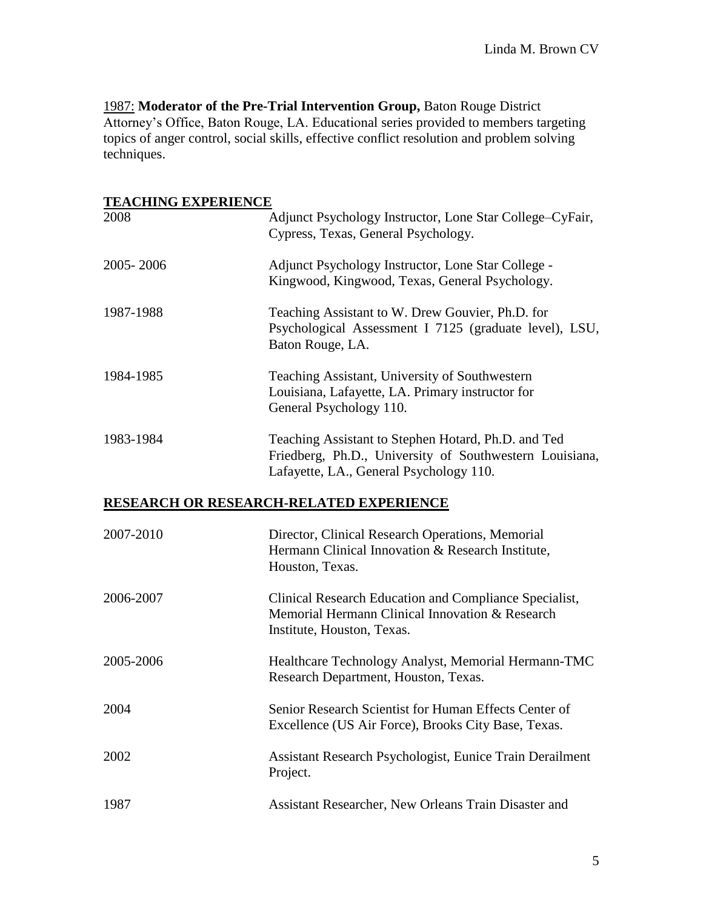1987: **Moderator of the Pre-Trial Intervention Group,** Baton Rouge District Attorney's Office, Baton Rouge, LA. Educational series provided to members targeting topics of anger control, social skills, effective conflict resolution and problem solving techniques.

## TEACHING EXPERIENCE

| | |
|---|---|
| 2008 | Adjunct Psychology Instructor, Lone Star College–CyFair, Cypress, Texas, General Psychology. |
| 2005- 2006 | Adjunct Psychology Instructor, Lone Star College - Kingwood, Kingwood, Texas, General Psychology. |
| 1987-1988 | Teaching Assistant to W. Drew Gouvier, Ph.D. for Psychological Assessment I 7125 (graduate level), LSU, Baton Rouge, LA. |
| 1984-1985 | Teaching Assistant, University of Southwestern Louisiana, Lafayette, LA. Primary instructor for General Psychology 110. |
| 1983-1984 | Teaching Assistant to Stephen Hotard, Ph.D. and Ted Friedberg, Ph.D., University of Southwestern Louisiana, Lafayette, LA., General Psychology 110. |

## RESEARCH OR RESEARCH-RELATED EXPERIENCE

| | |
|---|---|
| 2007-2010 | Director, Clinical Research Operations, Memorial Hermann Clinical Innovation & Research Institute, Houston, Texas. |
| 2006-2007 | Clinical Research Education and Compliance Specialist, Memorial Hermann Clinical Innovation & Research Institute, Houston, Texas. |
| 2005-2006 | Healthcare Technology Analyst, Memorial Hermann-TMC Research Department, Houston, Texas. |
| 2004 | Senior Research Scientist for Human Effects Center of Excellence (US Air Force), Brooks City Base, Texas. |
| 2002 | Assistant Research Psychologist, Eunice Train Derailment Project. |
| 1987 | Assistant Researcher, New Orleans Train Disaster and |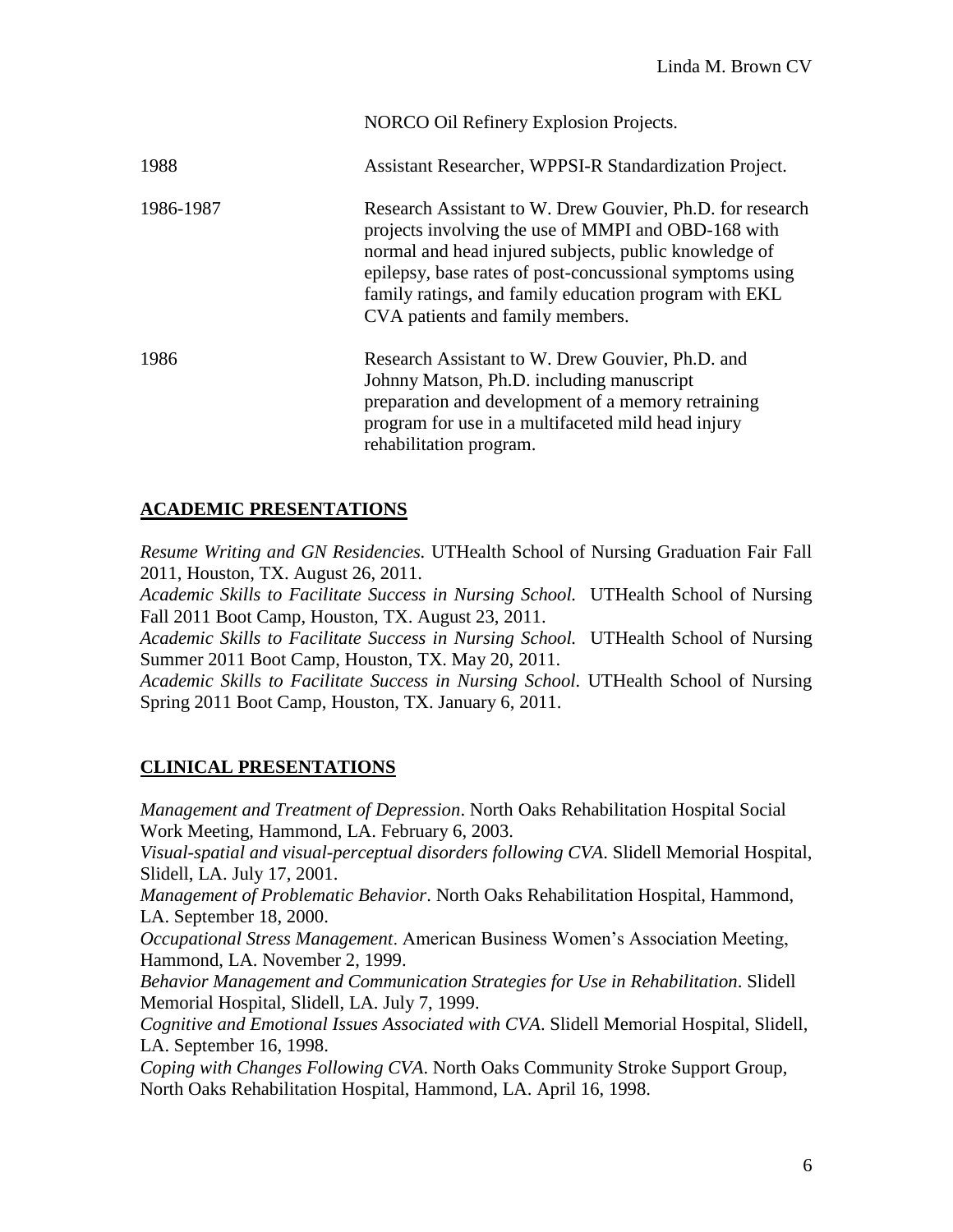| | |
|---|---|
| | NORCO Oil Refinery Explosion Projects. |
| 1988 | Assistant Researcher, WPPSI-R Standardization Project. |
| 1986-1987 | Research Assistant to W. Drew Gouvier, Ph.D. for research projects involving the use of MMPI and OBD-168 with normal and head injured subjects, public knowledge of epilepsy, base rates of post-concussional symptoms using family ratings, and family education program with EKL CVA patients and family members. |
| 1986 | Research Assistant to W. Drew Gouvier, Ph.D. and Johnny Matson, Ph.D. including manuscript preparation and development of a memory retraining program for use in a multifaceted mild head injury rehabilitation program. |

## ACADEMIC PRESENTATIONS

*Resume Writing and GN Residencies.* UTHealth School of Nursing Graduation Fair Fall 2011, Houston, TX. August 26, 2011.

*Academic Skills to Facilitate Success in Nursing School.* UTHealth School of Nursing Fall 2011 Boot Camp, Houston, TX. August 23, 2011.

*Academic Skills to Facilitate Success in Nursing School.* UTHealth School of Nursing Summer 2011 Boot Camp, Houston, TX. May 20, 2011.

*Academic Skills to Facilitate Success in Nursing School.* UTHealth School of Nursing Spring 2011 Boot Camp, Houston, TX. January 6, 2011.

## CLINICAL PRESENTATIONS

*Management and Treatment of Depression*. North Oaks Rehabilitation Hospital Social Work Meeting, Hammond, LA. February 6, 2003.

*Visual-spatial and visual-perceptual disorders following CVA*. Slidell Memorial Hospital, Slidell, LA. July 17, 2001.

*Management of Problematic Behavior*. North Oaks Rehabilitation Hospital, Hammond, LA. September 18, 2000.

*Occupational Stress Management*. American Business Women's Association Meeting, Hammond, LA. November 2, 1999.

*Behavior Management and Communication Strategies for Use in Rehabilitation*. Slidell Memorial Hospital, Slidell, LA. July 7, 1999.

*Cognitive and Emotional Issues Associated with CVA*. Slidell Memorial Hospital, Slidell, LA. September 16, 1998.

*Coping with Changes Following CVA*. North Oaks Community Stroke Support Group, North Oaks Rehabilitation Hospital, Hammond, LA. April 16, 1998.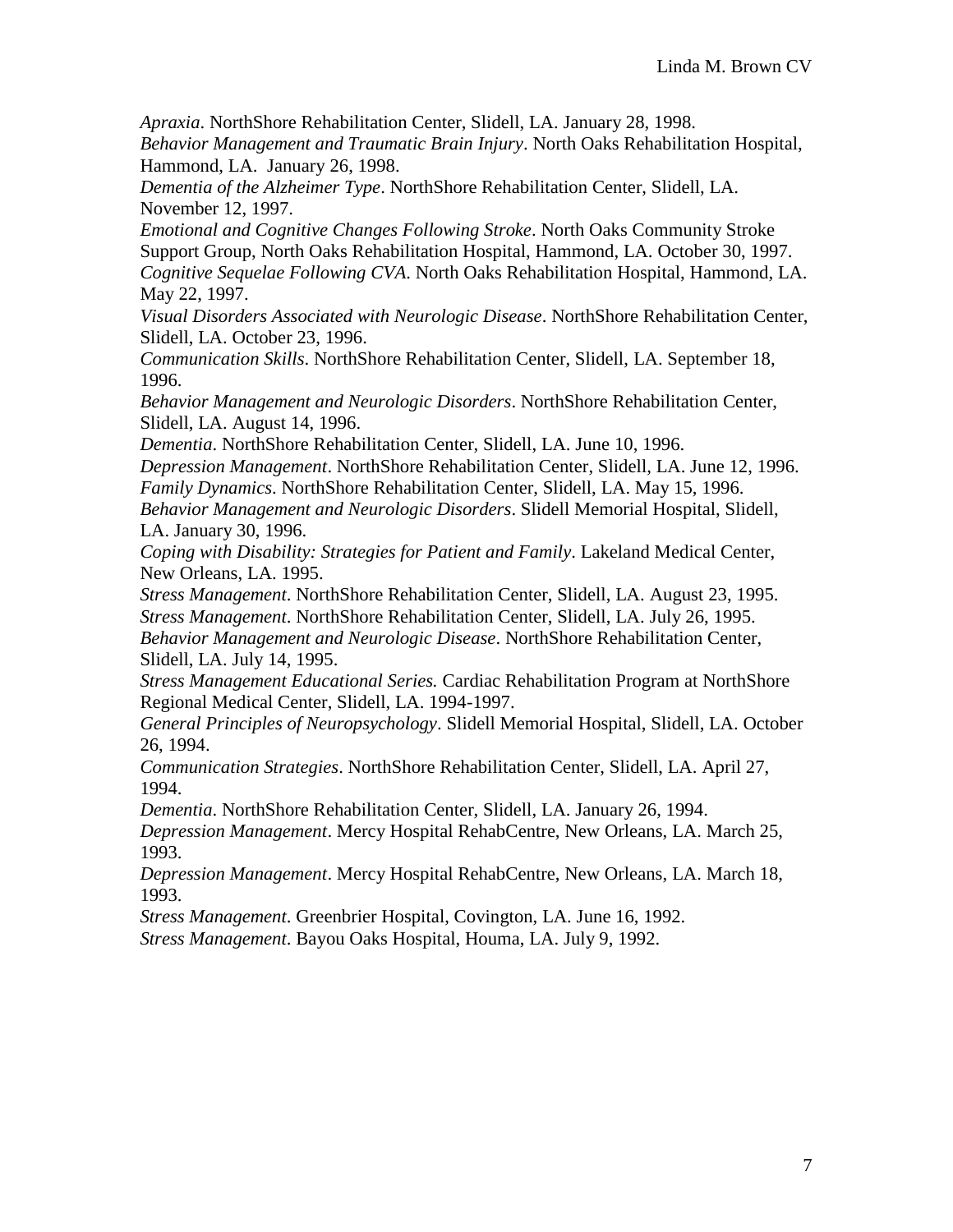*Apraxia*. NorthShore Rehabilitation Center, Slidell, LA. January 28, 1998.
*Behavior Management and Traumatic Brain Injury*. North Oaks Rehabilitation Hospital, Hammond, LA. January 26, 1998.
*Dementia of the Alzheimer Type*. NorthShore Rehabilitation Center, Slidell, LA. November 12, 1997.
*Emotional and Cognitive Changes Following Stroke*. North Oaks Community Stroke Support Group, North Oaks Rehabilitation Hospital, Hammond, LA. October 30, 1997.
*Cognitive Sequelae Following CVA*. North Oaks Rehabilitation Hospital, Hammond, LA. May 22, 1997.
*Visual Disorders Associated with Neurologic Disease*. NorthShore Rehabilitation Center, Slidell, LA. October 23, 1996.
*Communication Skills*. NorthShore Rehabilitation Center, Slidell, LA. September 18, 1996.
*Behavior Management and Neurologic Disorders*. NorthShore Rehabilitation Center, Slidell, LA. August 14, 1996.
*Dementia*. NorthShore Rehabilitation Center, Slidell, LA. June 10, 1996.
*Depression Management*. NorthShore Rehabilitation Center, Slidell, LA. June 12, 1996.
*Family Dynamics*. NorthShore Rehabilitation Center, Slidell, LA. May 15, 1996.
*Behavior Management and Neurologic Disorders*. Slidell Memorial Hospital, Slidell, LA. January 30, 1996.
*Coping with Disability: Strategies for Patient and Family*. Lakeland Medical Center, New Orleans, LA. 1995.
*Stress Management*. NorthShore Rehabilitation Center, Slidell, LA. August 23, 1995.
*Stress Management*. NorthShore Rehabilitation Center, Slidell, LA. July 26, 1995.
*Behavior Management and Neurologic Disease*. NorthShore Rehabilitation Center, Slidell, LA. July 14, 1995.
*Stress Management Educational Series.* Cardiac Rehabilitation Program at NorthShore Regional Medical Center, Slidell, LA. 1994-1997.
*General Principles of Neuropsychology*. Slidell Memorial Hospital, Slidell, LA. October 26, 1994.
*Communication Strategies*. NorthShore Rehabilitation Center, Slidell, LA. April 27, 1994.
*Dementia*. NorthShore Rehabilitation Center, Slidell, LA. January 26, 1994.
*Depression Management*. Mercy Hospital RehabCentre, New Orleans, LA. March 25, 1993.
*Depression Management*. Mercy Hospital RehabCentre, New Orleans, LA. March 18, 1993.
*Stress Management*. Greenbrier Hospital, Covington, LA. June 16, 1992.
*Stress Management*. Bayou Oaks Hospital, Houma, LA. July 9, 1992.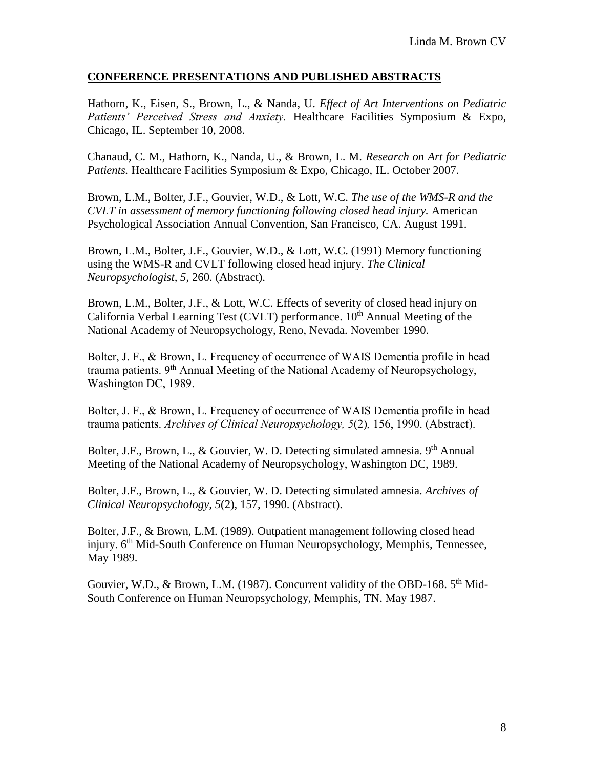## CONFERENCE PRESENTATIONS AND PUBLISHED ABSTRACTS

Hathorn, K., Eisen, S., Brown, L., & Nanda, U. *Effect of Art Interventions on Pediatric Patients' Perceived Stress and Anxiety.* Healthcare Facilities Symposium & Expo, Chicago, IL. September 10, 2008.

Chanaud, C. M., Hathorn, K., Nanda, U., & Brown, L. M. *Research on Art for Pediatric Patients.* Healthcare Facilities Symposium & Expo, Chicago, IL. October 2007.

Brown, L.M., Bolter, J.F., Gouvier, W.D., & Lott, W.C. *The use of the WMS-R and the CVLT in assessment of memory functioning following closed head injury.* American Psychological Association Annual Convention, San Francisco, CA. August 1991.

Brown, L.M., Bolter, J.F., Gouvier, W.D., & Lott, W.C. (1991) Memory functioning using the WMS-R and CVLT following closed head injury. *The Clinical Neuropsychologist, 5*, 260. (Abstract).

Brown, L.M., Bolter, J.F., & Lott, W.C. Effects of severity of closed head injury on California Verbal Learning Test (CVLT) performance. 10th Annual Meeting of the National Academy of Neuropsychology, Reno, Nevada. November 1990.

Bolter, J. F., & Brown, L. Frequency of occurrence of WAIS Dementia profile in head trauma patients. 9th Annual Meeting of the National Academy of Neuropsychology, Washington DC, 1989.

Bolter, J. F., & Brown, L. Frequency of occurrence of WAIS Dementia profile in head trauma patients. *Archives of Clinical Neuropsychology, 5*(2), 156, 1990. (Abstract).

Bolter, J.F., Brown, L., & Gouvier, W. D. Detecting simulated amnesia. 9th Annual Meeting of the National Academy of Neuropsychology, Washington DC, 1989.

Bolter, J.F., Brown, L., & Gouvier, W. D. Detecting simulated amnesia. *Archives of Clinical Neuropsychology, 5*(2), 157, 1990. (Abstract).

Bolter, J.F., & Brown, L.M. (1989). Outpatient management following closed head injury. 6th Mid-South Conference on Human Neuropsychology, Memphis, Tennessee, May 1989.

Gouvier, W.D., & Brown, L.M. (1987). Concurrent validity of the OBD-168. 5th Mid-South Conference on Human Neuropsychology, Memphis, TN. May 1987.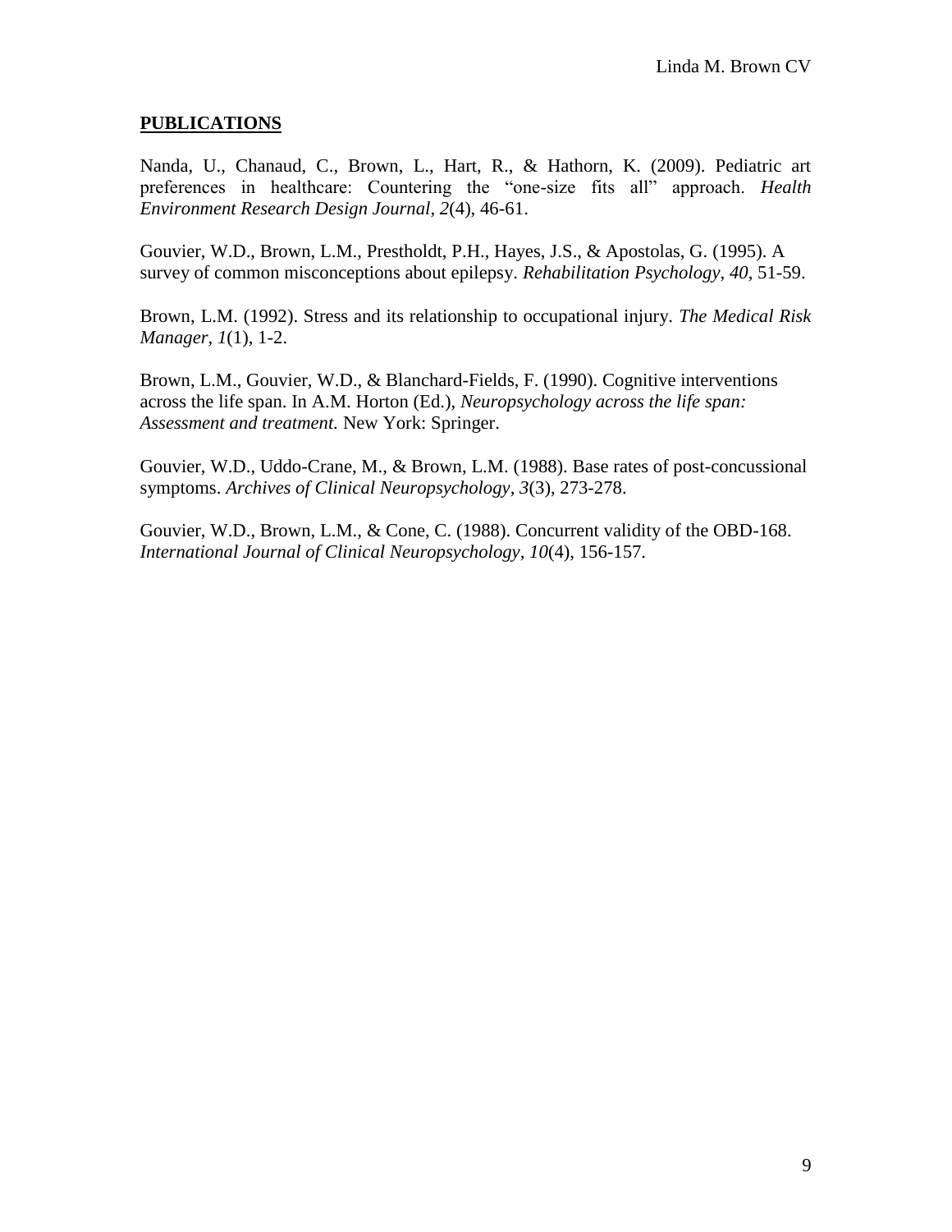## PUBLICATIONS

Nanda, U., Chanaud, C., Brown, L., Hart, R., & Hathorn, K. (2009). Pediatric art preferences in healthcare: Countering the "one-size fits all" approach. *Health Environment Research Design Journal, 2*(4), 46-61.

Gouvier, W.D., Brown, L.M., Prestholdt, P.H., Hayes, J.S., & Apostolas, G. (1995). A survey of common misconceptions about epilepsy. *Rehabilitation Psychology, 40*, 51-59.

Brown, L.M. (1992). Stress and its relationship to occupational injury. *The Medical Risk Manager, 1*(1), 1-2.

Brown, L.M., Gouvier, W.D., & Blanchard-Fields, F. (1990). Cognitive interventions across the life span. In A.M. Horton (Ed.), *Neuropsychology across the life span: Assessment and treatment.* New York: Springer.

Gouvier, W.D., Uddo-Crane, M., & Brown, L.M. (1988). Base rates of post-concussional symptoms. *Archives of Clinical Neuropsychology, 3*(3), 273-278.

Gouvier, W.D., Brown, L.M., & Cone, C. (1988). Concurrent validity of the OBD-168. *International Journal of Clinical Neuropsychology, 10*(4), 156-157.